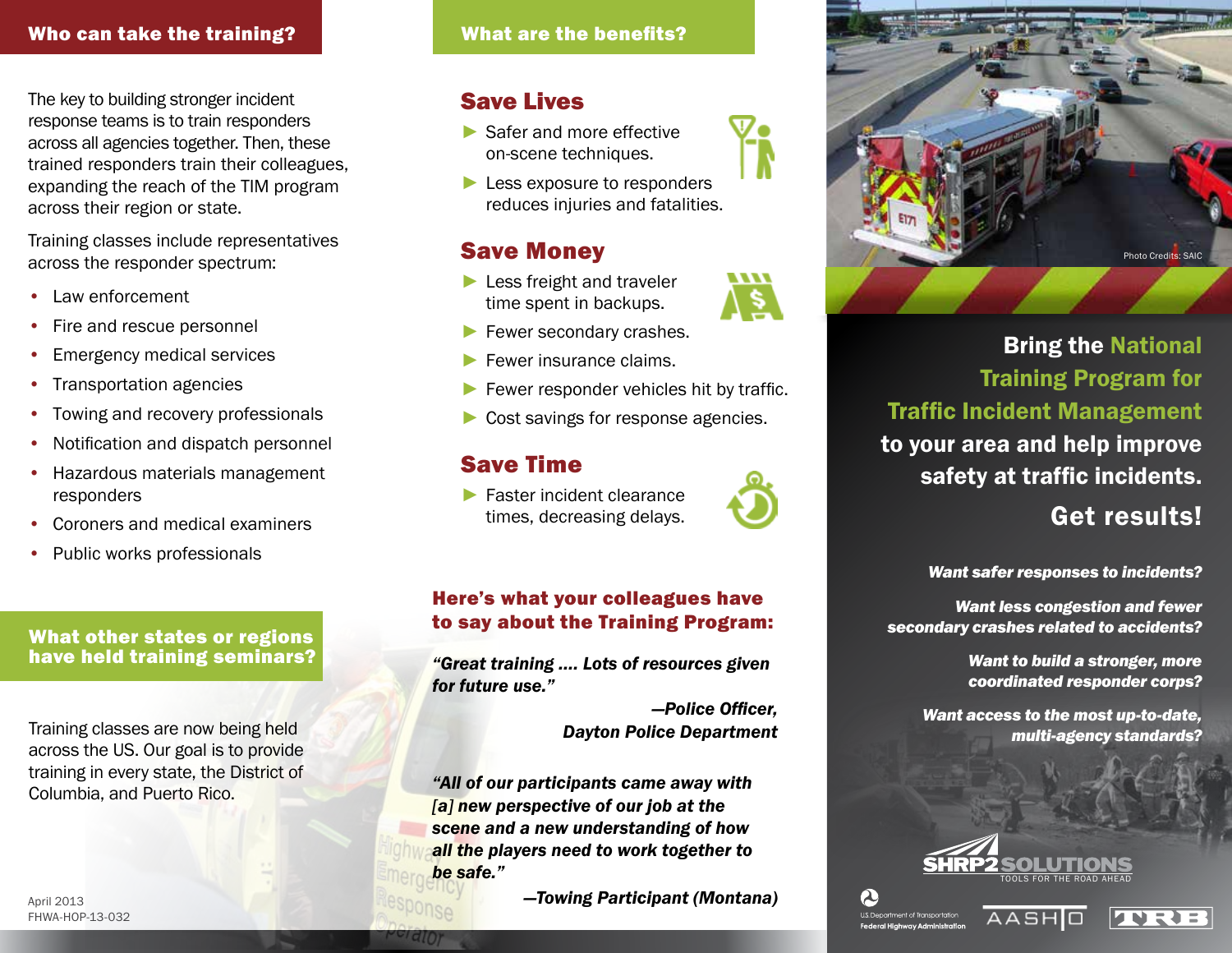## Who can take the training?

The key to building stronger incident response teams is to train responders across all agencies together. Then, these trained responders train their colleagues, expanding the reach of the TIM program across their region or state.

Training classes include representatives across the responder spectrum:

- Law enforcement
- Fire and rescue personnel
- Emergency medical services
- Transportation agencies
- Towing and recovery professionals
- Notification and dispatch personnel
- Hazardous materials management responders
- Coroners and medical examiners
- Public works professionals

## What other states or regions have held training seminars?

Training classes are now being held across the US. Our goal is to provide training in every state, the District of Columbia, and Puerto Rico.

April 2013
FHWA-HOP-13-032

## What are the benefits?

### Save Lives

- Safer and more effective on-scene techniques.
- Less exposure to responders reduces injuries and fatalities.

### Save Money

- Less freight and traveler time spent in backups.
- Fewer secondary crashes.
- Fewer insurance claims.
- Fewer responder vehicles hit by traffic.
- Cost savings for response agencies.

### Save Time

- Faster incident clearance times, decreasing delays.

### Here's what your colleagues have to say about the Training Program:

***"Great training .... Lots of resources given for future use."***

***—Police Officer, Dayton Police Department***

***"All of our participants came away with [a] new perspective of our job at the scene and a new understanding of how all the players need to work together to be safe."***

***—Towing Participant (Montana)***

Photo Credits: SAIC

## Bring the National Training Program for Traffic Incident Management to your area and help improve safety at traffic incidents.

## Get results!

***Want safer responses to incidents?***

***Want less congestion and fewer secondary crashes related to accidents?***

***Want to build a stronger, more coordinated responder corps?***

***Want access to the most up-to-date, multi-agency standards?***

SHRP2 SOLUTIONS — TOOLS FOR THE ROAD AHEAD

U.S. Department of Transportation Federal Highway Administration | AASHTO | TRB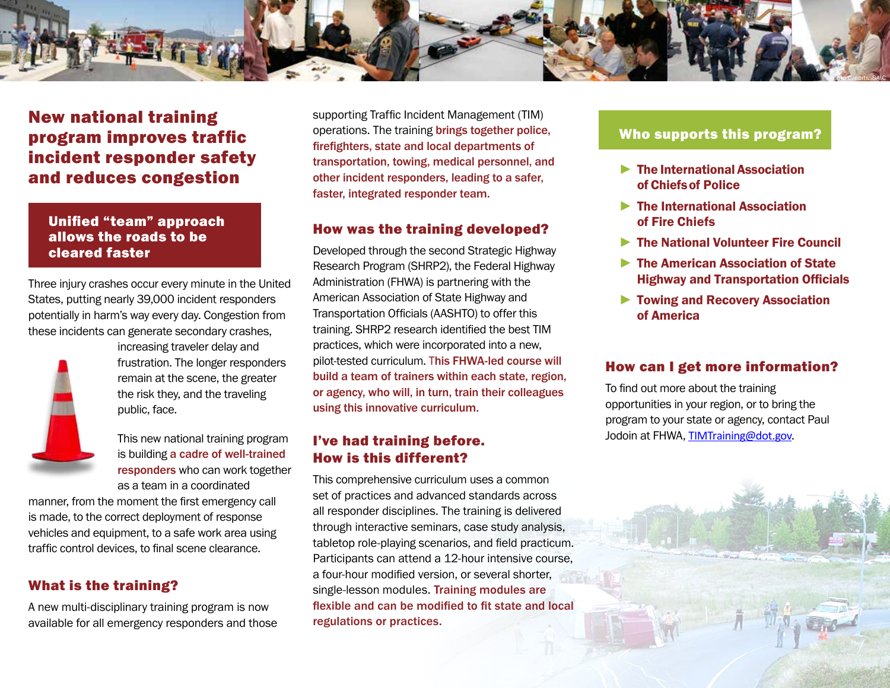Photo Credits: SAIC

# New national training program improves traffic incident responder safety and reduces congestion

## Unified "team" approach allows the roads to be cleared faster

Three injury crashes occur every minute in the United States, putting nearly 39,000 incident responders potentially in harm's way every day. Congestion from these incidents can generate secondary crashes, increasing traveler delay and frustration. The longer responders remain at the scene, the greater the risk they, and the traveling public, face.

This new national training program is building **a cadre of well-trained responders** who can work together as a team in a coordinated manner, from the moment the first emergency call is made, to the correct deployment of response vehicles and equipment, to a safe work area using traffic control devices, to final scene clearance.

## What is the training?

A new multi-disciplinary training program is now available for all emergency responders and those supporting Traffic Incident Management (TIM) operations. The training **brings together police, firefighters, state and local departments of transportation, towing, medical personnel, and other incident responders, leading to a safer, faster, integrated responder team.**

## How was the training developed?

Developed through the second Strategic Highway Research Program (SHRP2), the Federal Highway Administration (FHWA) is partnering with the American Association of State Highway and Transportation Officials (AASHTO) to offer this training. SHRP2 research identified the best TIM practices, which were incorporated into a new, pilot-tested curriculum. **This FHWA-led course will build a team of trainers within each state, region, or agency, who will, in turn, train their colleagues using this innovative curriculum.**

## I've had training before. How is this different?

This comprehensive curriculum uses a common set of practices and advanced standards across all responder disciplines. The training is delivered through interactive seminars, case study analysis, tabletop role-playing scenarios, and field practicum. Participants can attend a 12-hour intensive course, a four-hour modified version, or several shorter, single-lesson modules. **Training modules are flexible and can be modified to fit state and local regulations or practices.**

## Who supports this program?

- **The International Association of Chiefs of Police**
- **The International Association of Fire Chiefs**
- **The National Volunteer Fire Council**
- **The American Association of State Highway and Transportation Officials**
- **Towing and Recovery Association of America**

## How can I get more information?

To find out more about the training opportunities in your region, or to bring the program to your state or agency, contact Paul Jodoin at FHWA, TIMTraining@dot.gov.